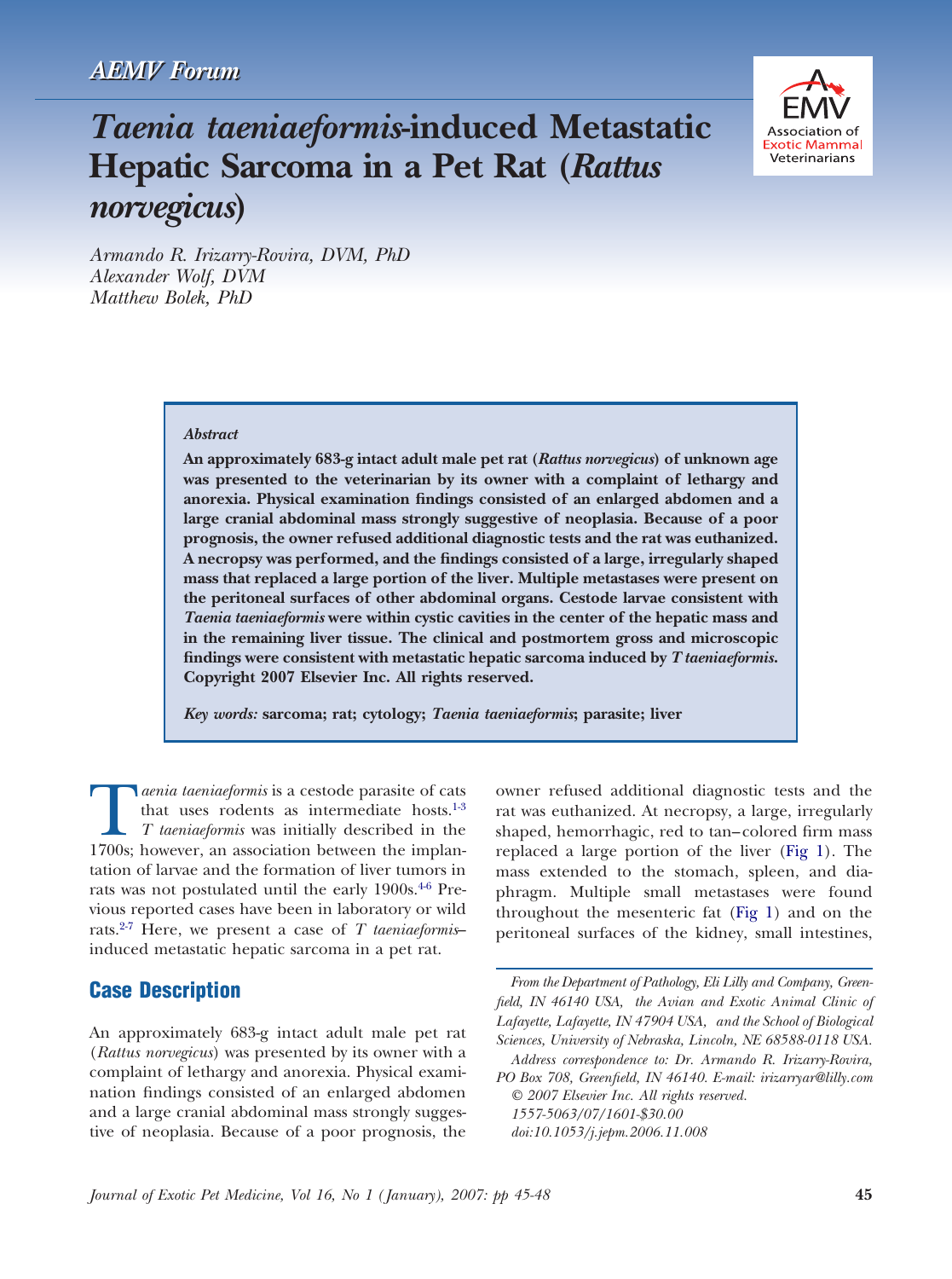AEMV Forum

# *Taenia taeniaeformis*-induced Metastatic Hepatic Sarcoma in a Pet Rat (*Rattus norvegicus*)

*Armando R. Irizarry-Rovira, DVM, PhD*
*Alexander Wolf, DVM*
*Matthew Bolek, PhD*

> ***Abstract***
>
> **An approximately 683-g intact adult male pet rat (*Rattus norvegicus*) of unknown age was presented to the veterinarian by its owner with a complaint of lethargy and anorexia. Physical examination findings consisted of an enlarged abdomen and a large cranial abdominal mass strongly suggestive of neoplasia. Because of a poor prognosis, the owner refused additional diagnostic tests and the rat was euthanized. A necropsy was performed, and the findings consisted of a large, irregularly shaped mass that replaced a large portion of the liver. Multiple metastases were present on the peritoneal surfaces of other abdominal organs. Cestode larvae consistent with *Taenia taeniaeformis* were within cystic cavities in the center of the hepatic mass and in the remaining liver tissue. The clinical and postmortem gross and microscopic findings were consistent with metastatic hepatic sarcoma induced by *T taeniaeformis*. Copyright 2007 Elsevier Inc. All rights reserved.**
>
> *Key words:* **sarcoma; rat; cytology; *Taenia taeniaeformis*; parasite; liver**

*Taenia taeniaeformis* is a cestode parasite of cats that uses rodents as intermediate hosts.[1-3] *T taeniaeformis* was initially described in the 1700s; however, an association between the implantation of larvae and the formation of liver tumors in rats was not postulated until the early 1900s.[4-6] Previous reported cases have been in laboratory or wild rats.[2-7] Here, we present a case of *T taeniaeformis*–induced metastatic hepatic sarcoma in a pet rat.

## Case Description

An approximately 683-g intact adult male pet rat (*Rattus norvegicus*) was presented by its owner with a complaint of lethargy and anorexia. Physical examination findings consisted of an enlarged abdomen and a large cranial abdominal mass strongly suggestive of neoplasia. Because of a poor prognosis, the owner refused additional diagnostic tests and the rat was euthanized. At necropsy, a large, irregularly shaped, hemorrhagic, red to tan–colored firm mass replaced a large portion of the liver (Fig 1). The mass extended to the stomach, spleen, and diaphragm. Multiple small metastases were found throughout the mesenteric fat (Fig 1) and on the peritoneal surfaces of the kidney, small intestines,

*From the Department of Pathology, Eli Lilly and Company, Greenfield, IN 46140 USA, the Avian and Exotic Animal Clinic of Lafayette, Lafayette, IN 47904 USA, and the School of Biological Sciences, University of Nebraska, Lincoln, NE 68588-0118 USA.*

*Address correspondence to: Dr. Armando R. Irizarry-Rovira, PO Box 708, Greenfield, IN 46140. E-mail: irizarryar@lilly.com*

*© 2007 Elsevier Inc. All rights reserved.*
*1557-5063/07/1601-$30.00*
*doi:10.1053/j.jepm.2006.11.008*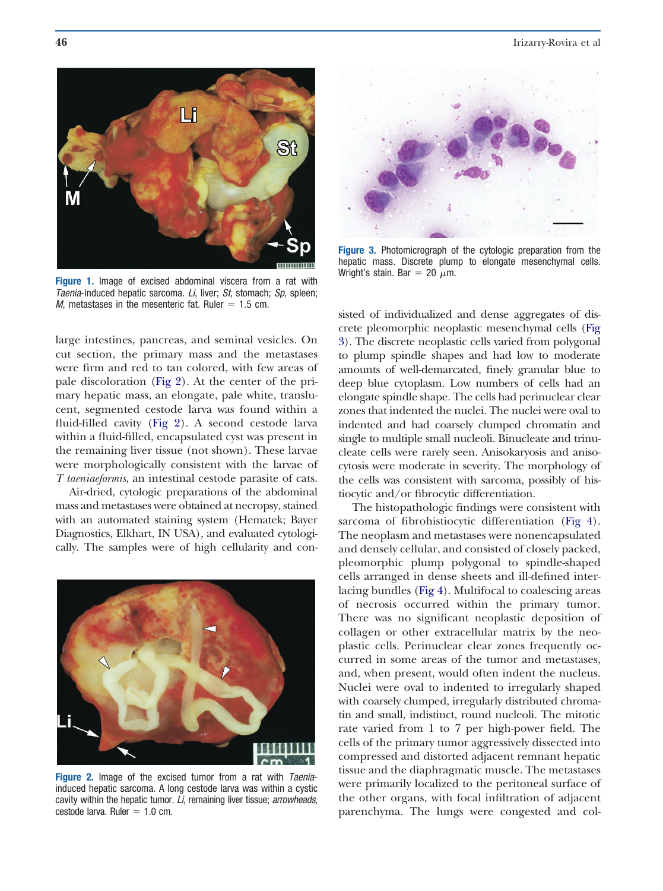Figure 1. Image of excised abdominal viscera from a rat with *Taenia*-induced hepatic sarcoma. *Li*, liver; *St*, stomach; *Sp*, spleen; *M*, metastases in the mesenteric fat. Ruler = 1.5 cm.

large intestines, pancreas, and seminal vesicles. On cut section, the primary mass and the metastases were firm and red to tan colored, with few areas of pale discoloration (Fig 2). At the center of the primary hepatic mass, an elongate, pale white, translucent, segmented cestode larva was found within a fluid-filled cavity (Fig 2). A second cestode larva within a fluid-filled, encapsulated cyst was present in the remaining liver tissue (not shown). These larvae were morphologically consistent with the larvae of *T taeniaeformis*, an intestinal cestode parasite of cats.

Air-dried, cytologic preparations of the abdominal mass and metastases were obtained at necropsy, stained with an automated staining system (Hematek; Bayer Diagnostics, Elkhart, IN USA), and evaluated cytologically. The samples were of high cellularity and consisted of individualized and dense aggregates of discrete pleomorphic neoplastic mesenchymal cells (Fig 3). The discrete neoplastic cells varied from polygonal to plump spindle shapes and had low to moderate amounts of well-demarcated, finely granular blue to deep blue cytoplasm. Low numbers of cells had an elongate spindle shape. The cells had perinuclear clear zones that indented the nuclei. The nuclei were oval to indented and had coarsely clumped chromatin and single to multiple small nucleoli. Binucleate and trinucleate cells were rarely seen. Anisokaryosis and anisocytosis were moderate in severity. The morphology of the cells was consistent with sarcoma, possibly of histiocytic and/or fibrocytic differentiation.

Figure 2. Image of the excised tumor from a rat with *Taenia*-induced hepatic sarcoma. A long cestode larva was within a cystic cavity within the hepatic tumor. *Li*, remaining liver tissue; *arrowheads*, cestode larva. Ruler = 1.0 cm.

Figure 3. Photomicrograph of the cytologic preparation from the hepatic mass. Discrete plump to elongate mesenchymal cells. Wright's stain. Bar = 20 $\mu$m.

The histopathologic findings were consistent with sarcoma of fibrohistiocytic differentiation (Fig 4). The neoplasm and metastases were nonencapsulated and densely cellular, and consisted of closely packed, pleomorphic plump polygonal to spindle-shaped cells arranged in dense sheets and ill-defined interlacing bundles (Fig 4). Multifocal to coalescing areas of necrosis occurred within the primary tumor. There was no significant neoplastic deposition of collagen or other extracellular matrix by the neoplastic cells. Perinuclear clear zones frequently occurred in some areas of the tumor and metastases, and, when present, would often indent the nucleus. Nuclei were oval to indented to irregularly shaped with coarsely clumped, irregularly distributed chromatin and small, indistinct, round nucleoli. The mitotic rate varied from 1 to 7 per high-power field. The cells of the primary tumor aggressively dissected into compressed and distorted adjacent remnant hepatic tissue and the diaphragmatic muscle. The metastases were primarily localized to the peritoneal surface of the other organs, with focal infiltration of adjacent parenchyma. The lungs were congested and col-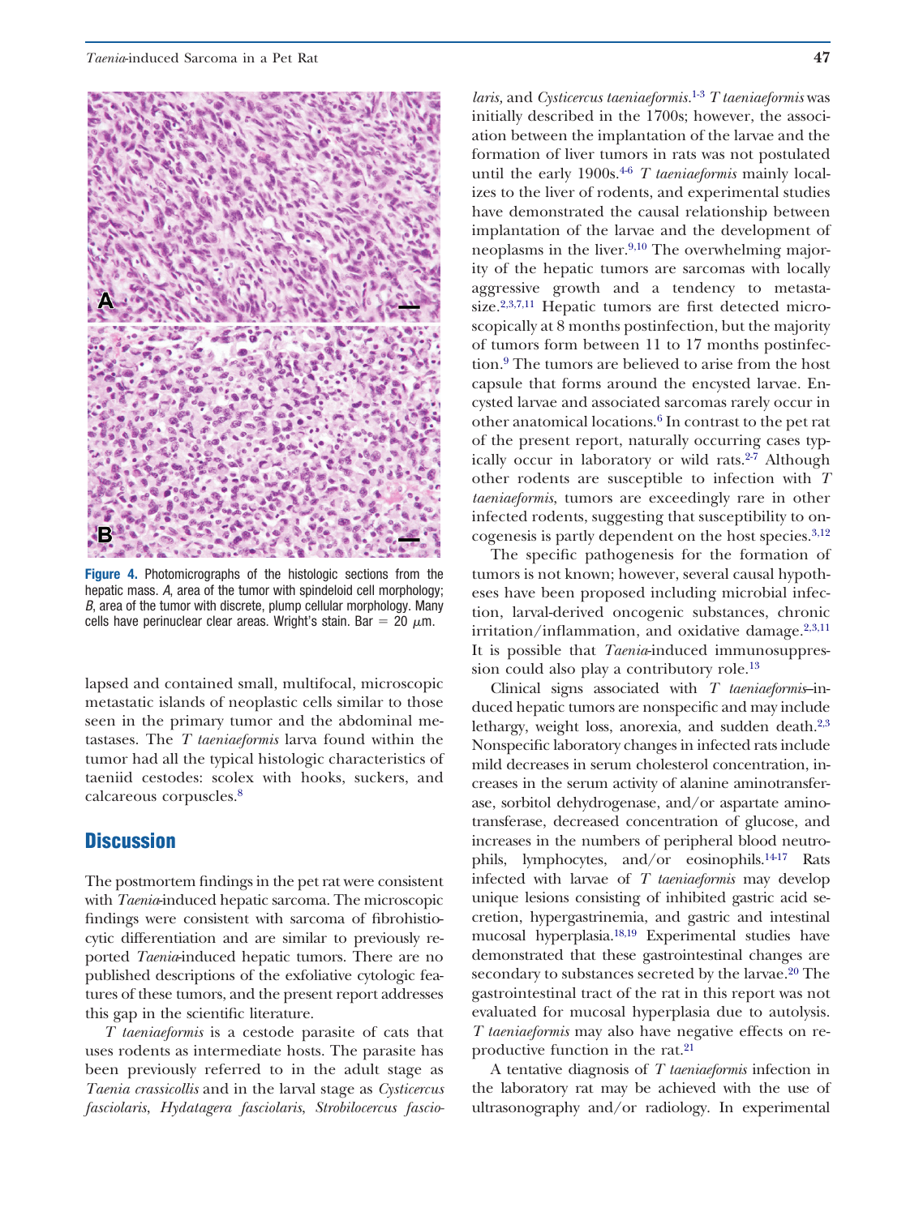Figure 4. Photomicrographs of the histologic sections from the hepatic mass. *A*, area of the tumor with spindeloid cell morphology; *B*, area of the tumor with discrete, plump cellular morphology. Many cells have perinuclear clear areas. Wright's stain. Bar = 20 μm.

lapsed and contained small, multifocal, microscopic metastatic islands of neoplastic cells similar to those seen in the primary tumor and the abdominal metastases. The *T taeniaeformis* larva found within the tumor had all the typical histologic characteristics of taeniid cestodes: scolex with hooks, suckers, and calcareous corpuscles.[8]

## Discussion

The postmortem findings in the pet rat were consistent with *Taenia*-induced hepatic sarcoma. The microscopic findings were consistent with sarcoma of fibrohistiocytic differentiation and are similar to previously reported *Taenia*-induced hepatic tumors. There are no published descriptions of the exfoliative cytologic features of these tumors, and the present report addresses this gap in the scientific literature.

*T taeniaeformis* is a cestode parasite of cats that uses rodents as intermediate hosts. The parasite has been previously referred to in the adult stage as *Taenia crassicollis* and in the larval stage as *Cysticercus fasciolaris*, *Hydatagera fasciolaris*, *Strobilocercus fasciolaris,* and *Cysticercus taeniaeformis*.[1-3] *T taeniaeformis* was initially described in the 1700s; however, the association between the implantation of the larvae and the formation of liver tumors in rats was not postulated until the early 1900s.[4-6] *T taeniaeformis* mainly localizes to the liver of rodents, and experimental studies have demonstrated the causal relationship between implantation of the larvae and the development of neoplasms in the liver.[9,10] The overwhelming majority of the hepatic tumors are sarcomas with locally aggressive growth and a tendency to metastasize.[2,3,7,11] Hepatic tumors are first detected microscopically at 8 months postinfection, but the majority of tumors form between 11 to 17 months postinfection.[9] The tumors are believed to arise from the host capsule that forms around the encysted larvae. Encysted larvae and associated sarcomas rarely occur in other anatomical locations.[6] In contrast to the pet rat of the present report, naturally occurring cases typically occur in laboratory or wild rats.[2-7] Although other rodents are susceptible to infection with *T taeniaeformis*, tumors are exceedingly rare in other infected rodents, suggesting that susceptibility to oncogenesis is partly dependent on the host species.[3,12]

The specific pathogenesis for the formation of tumors is not known; however, several causal hypotheses have been proposed including microbial infection, larval-derived oncogenic substances, chronic irritation/inflammation, and oxidative damage.[2,3,11] It is possible that *Taenia*-induced immunosuppression could also play a contributory role.[13]

Clinical signs associated with *T taeniaeformis*–induced hepatic tumors are nonspecific and may include lethargy, weight loss, anorexia, and sudden death.[2,3] Nonspecific laboratory changes in infected rats include mild decreases in serum cholesterol concentration, increases in the serum activity of alanine aminotransferase, sorbitol dehydrogenase, and/or aspartate aminotransferase, decreased concentration of glucose, and increases in the numbers of peripheral blood neutrophils, lymphocytes, and/or eosinophils.[14-17] Rats infected with larvae of *T taeniaeformis* may develop unique lesions consisting of inhibited gastric acid secretion, hypergastrinemia, and gastric and intestinal mucosal hyperplasia.[18,19] Experimental studies have demonstrated that these gastrointestinal changes are secondary to substances secreted by the larvae.[20] The gastrointestinal tract of the rat in this report was not evaluated for mucosal hyperplasia due to autolysis. *T taeniaeformis* may also have negative effects on reproductive function in the rat.[21]

A tentative diagnosis of *T taeniaeformis* infection in the laboratory rat may be achieved with the use of ultrasonography and/or radiology. In experimental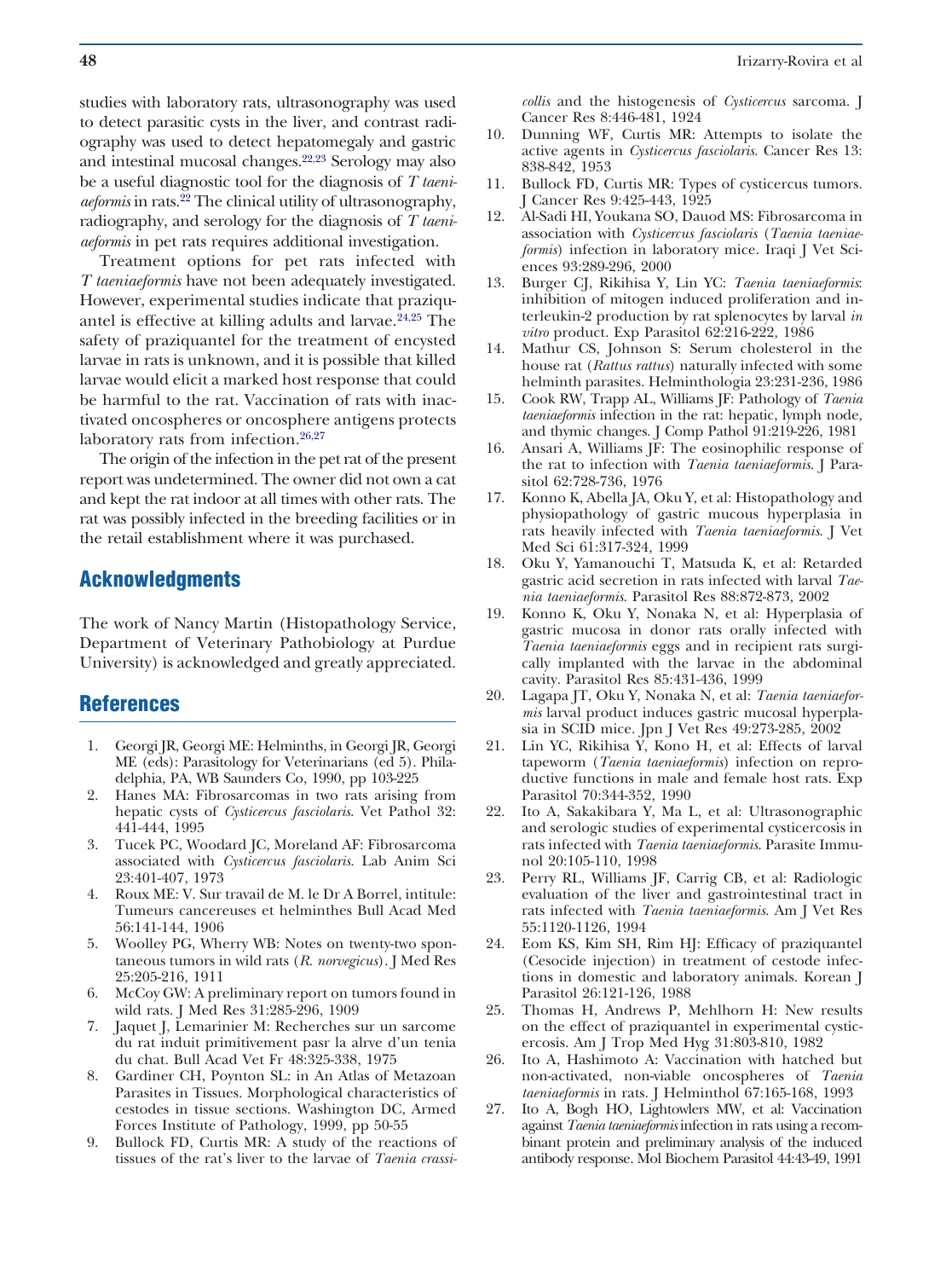studies with laboratory rats, ultrasonography was used to detect parasitic cysts in the liver, and contrast radiography was used to detect hepatomegaly and gastric and intestinal mucosal changes.[22,23] Serology may also be a useful diagnostic tool for the diagnosis of *T taeniaeformis* in rats.[22] The clinical utility of ultrasonography, radiography, and serology for the diagnosis of *T taeniaeformis* in pet rats requires additional investigation.

Treatment options for pet rats infected with *T taeniaeformis* have not been adequately investigated. However, experimental studies indicate that praziquantel is effective at killing adults and larvae.[24,25] The safety of praziquantel for the treatment of encysted larvae in rats is unknown, and it is possible that killed larvae would elicit a marked host response that could be harmful to the rat. Vaccination of rats with inactivated oncospheres or oncosphere antigens protects laboratory rats from infection.[26,27]

The origin of the infection in the pet rat of the present report was undetermined. The owner did not own a cat and kept the rat indoor at all times with other rats. The rat was possibly infected in the breeding facilities or in the retail establishment where it was purchased.

## Acknowledgments

The work of Nancy Martin (Histopathology Service, Department of Veterinary Pathobiology at Purdue University) is acknowledged and greatly appreciated.

## References

1. Georgi JR, Georgi ME: Helminths, in Georgi JR, Georgi ME (eds): Parasitology for Veterinarians (ed 5). Philadelphia, PA, WB Saunders Co, 1990, pp 103-225
2. Hanes MA: Fibrosarcomas in two rats arising from hepatic cysts of *Cysticercus fasciolaris*. Vet Pathol 32: 441-444, 1995
3. Tucek PC, Woodard JC, Moreland AF: Fibrosarcoma associated with *Cysticercus fasciolaris*. Lab Anim Sci 23:401-407, 1973
4. Roux ME: V. Sur travail de M. le Dr A Borrel, intitule: Tumeurs cancereuses et helminthes Bull Acad Med 56:141-144, 1906
5. Woolley PG, Wherry WB: Notes on twenty-two spontaneous tumors in wild rats (*R. norvegicus*). J Med Res 25:205-216, 1911
6. McCoy GW: A preliminary report on tumors found in wild rats. J Med Res 31:285-296, 1909
7. Jaquet J, Lemarinier M: Recherches sur un sarcome du rat induit primitivement pasr la alrve d'un tenia du chat. Bull Acad Vet Fr 48:325-338, 1975
8. Gardiner CH, Poynton SL: in An Atlas of Metazoan Parasites in Tissues. Morphological characteristics of cestodes in tissue sections. Washington DC, Armed Forces Institute of Pathology, 1999, pp 50-55
9. Bullock FD, Curtis MR: A study of the reactions of tissues of the rat's liver to the larvae of *Taenia crassicollis* and the histogenesis of *Cysticercus* sarcoma. J Cancer Res 8:446-481, 1924
10. Dunning WF, Curtis MR: Attempts to isolate the active agents in *Cysticercus fasciolaris*. Cancer Res 13: 838-842, 1953
11. Bullock FD, Curtis MR: Types of cysticercus tumors. J Cancer Res 9:425-443, 1925
12. Al-Sadi HI, Youkana SO, Dauod MS: Fibrosarcoma in association with *Cysticercus fasciolaris* (*Taenia taeniaeformis*) infection in laboratory mice. Iraqi J Vet Sciences 93:289-296, 2000
13. Burger CJ, Rikihisa Y, Lin YC: *Taenia taeniaeformis*: inhibition of mitogen induced proliferation and interleukin-2 production by rat splenocytes by larval *in vitro* product. Exp Parasitol 62:216-222, 1986
14. Mathur CS, Johnson S: Serum cholesterol in the house rat (*Rattus rattus*) naturally infected with some helminth parasites. Helminthologia 23:231-236, 1986
15. Cook RW, Trapp AL, Williams JF: Pathology of *Taenia taeniaeformis* infection in the rat: hepatic, lymph node, and thymic changes. J Comp Pathol 91:219-226, 1981
16. Ansari A, Williams JF: The eosinophilic response of the rat to infection with *Taenia taeniaeformis*. J Parasitol 62:728-736, 1976
17. Konno K, Abella JA, Oku Y, et al: Histopathology and physiopathology of gastric mucous hyperplasia in rats heavily infected with *Taenia taeniaeformis*. J Vet Med Sci 61:317-324, 1999
18. Oku Y, Yamanouchi T, Matsuda K, et al: Retarded gastric acid secretion in rats infected with larval *Taenia taeniaeformis*. Parasitol Res 88:872-873, 2002
19. Konno K, Oku Y, Nonaka N, et al: Hyperplasia of gastric mucosa in donor rats orally infected with *Taenia taeniaeformis* eggs and in recipient rats surgically implanted with the larvae in the abdominal cavity. Parasitol Res 85:431-436, 1999
20. Lagapa JT, Oku Y, Nonaka N, et al: *Taenia taeniaeformis* larval product induces gastric mucosal hyperplasia in SCID mice. Jpn J Vet Res 49:273-285, 2002
21. Lin YC, Rikihisa Y, Kono H, et al: Effects of larval tapeworm (*Taenia taeniaeformis*) infection on reproductive functions in male and female host rats. Exp Parasitol 70:344-352, 1990
22. Ito A, Sakakibara Y, Ma L, et al: Ultrasonographic and serologic studies of experimental cysticercosis in rats infected with *Taenia taeniaeformis*. Parasite Immunol 20:105-110, 1998
23. Perry RL, Williams JF, Carrig CB, et al: Radiologic evaluation of the liver and gastrointestinal tract in rats infected with *Taenia taeniaeformis*. Am J Vet Res 55:1120-1126, 1994
24. Eom KS, Kim SH, Rim HJ: Efficacy of praziquantel (Cesocide injection) in treatment of cestode infections in domestic and laboratory animals. Korean J Parasitol 26:121-126, 1988
25. Thomas H, Andrews P, Mehlhorn H: New results on the effect of praziquantel in experimental cysticercosis. Am J Trop Med Hyg 31:803-810, 1982
26. Ito A, Hashimoto A: Vaccination with hatched but non-activated, non-viable oncospheres of *Taenia taeniaeformis* in rats. J Helminthol 67:165-168, 1993
27. Ito A, Bogh HO, Lightowlers MW, et al: Vaccination against *Taenia taeniaeformis* infection in rats using a recombinant protein and preliminary analysis of the induced antibody response. Mol Biochem Parasitol 44:43-49, 1991